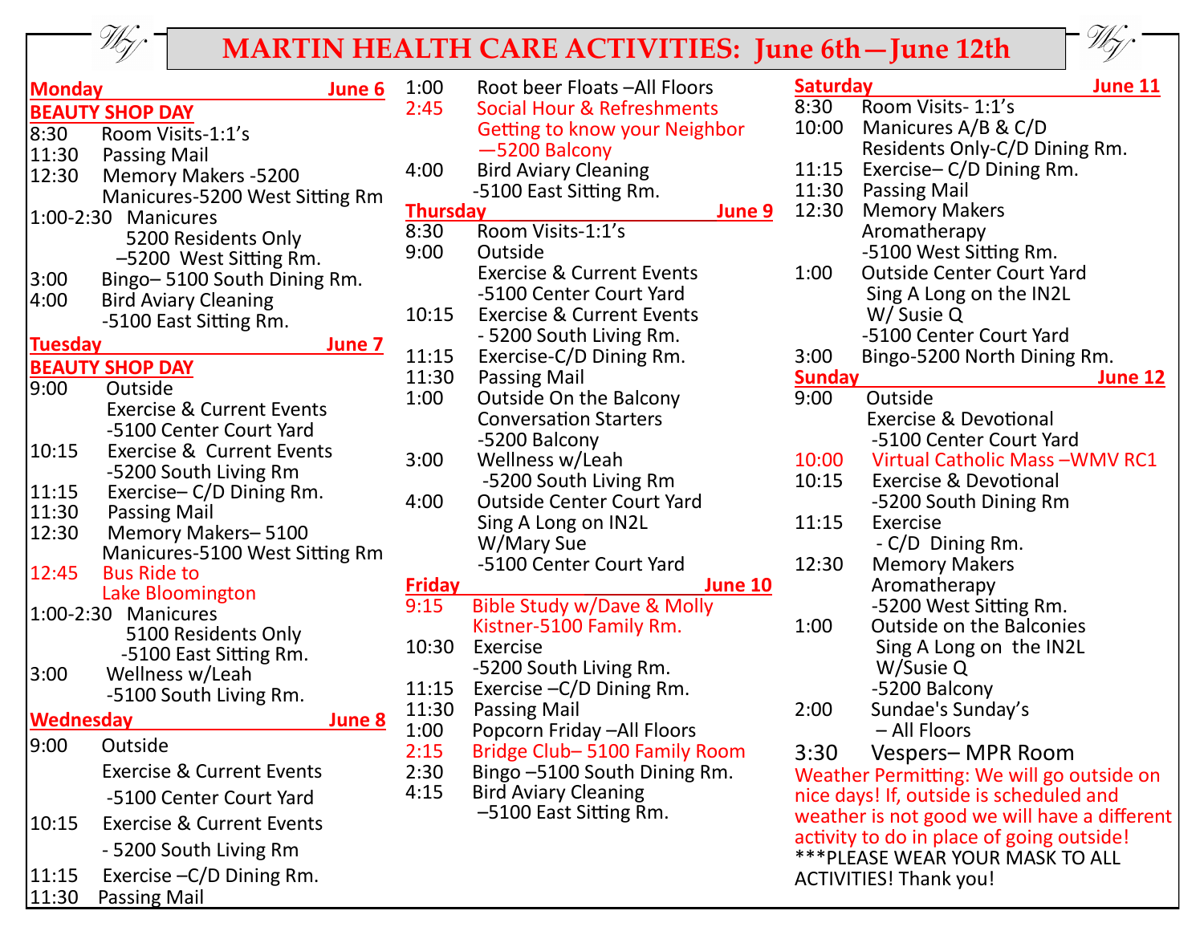# MARTIN HEALTH CARE ACTIVITIES: June 6th—June 12th

## Monday — June 6

**BEAUTY SHOP DAY**

8:30 Room Visits-1:1's
11:30 Passing Mail
12:30 Memory Makers -5200
Manicures-5200 West Sitting Rm
1:00-2:30 Manicures
5200 Residents Only
–5200 West Sitting Rm.
3:00 Bingo– 5100 South Dining Rm.
4:00 Bird Aviary Cleaning
-5100 East Sitting Rm.

## Tuesday — June 7

**BEAUTY SHOP DAY**

9:00 Outside
Exercise & Current Events
-5100 Center Court Yard
10:15 Exercise & Current Events
-5200 South Living Rm
11:15 Exercise– C/D Dining Rm.
11:30 Passing Mail
12:30 Memory Makers– 5100
Manicures-5100 West Sitting Rm
12:45 Bus Ride to
Lake Bloomington
1:00-2:30 Manicures
5100 Residents Only
-5100 East Sitting Rm.
3:00 Wellness w/Leah
-5100 South Living Rm.

## Wednesday — June 8

9:00 Outside
Exercise & Current Events
-5100 Center Court Yard
10:15 Exercise & Current Events
- 5200 South Living Rm
11:15 Exercise –C/D Dining Rm.
11:30 Passing Mail
1:00 Root beer Floats –All Floors
2:45 Social Hour & Refreshments
Getting to know your Neighbor
—5200 Balcony
4:00 Bird Aviary Cleaning
-5100 East Sitting Rm.

## Thursday — June 9

8:30 Room Visits-1:1's
9:00 Outside
Exercise & Current Events
-5100 Center Court Yard
10:15 Exercise & Current Events
- 5200 South Living Rm.
11:15 Exercise-C/D Dining Rm.
11:30 Passing Mail
1:00 Outside On the Balcony
Conversation Starters
-5200 Balcony
3:00 Wellness w/Leah
-5200 South Living Rm
4:00 Outside Center Court Yard
Sing A Long on IN2L
W/Mary Sue
-5100 Center Court Yard

## Friday — June 10

9:15 Bible Study w/Dave & Molly
Kistner-5100 Family Rm.
10:30 Exercise
-5200 South Living Rm.
11:15 Exercise –C/D Dining Rm.
11:30 Passing Mail
1:00 Popcorn Friday –All Floors
2:15 Bridge Club– 5100 Family Room
2:30 Bingo –5100 South Dining Rm.
4:15 Bird Aviary Cleaning
–5100 East Sitting Rm.

## Saturday — June 11

8:30 Room Visits- 1:1's
10:00 Manicures A/B & C/D
Residents Only-C/D Dining Rm.
11:15 Exercise– C/D Dining Rm.
11:30 Passing Mail
12:30 Memory Makers
Aromatherapy
-5100 West Sitting Rm.
1:00 Outside Center Court Yard
Sing A Long on the IN2L
W/ Susie Q
-5100 Center Court Yard
3:00 Bingo-5200 North Dining Rm.

## Sunday — June 12

9:00 Outside
Exercise & Devotional
-5100 Center Court Yard
10:00 Virtual Catholic Mass –WMV RC1
10:15 Exercise & Devotional
-5200 South Dining Rm
11:15 Exercise
- C/D Dining Rm.
12:30 Memory Makers
Aromatherapy
-5200 West Sitting Rm.
1:00 Outside on the Balconies
Sing A Long on the IN2L
W/Susie Q
-5200 Balcony
2:00 Sundae's Sunday's
– All Floors
3:30 Vespers– MPR Room

Weather Permitting: We will go outside on nice days! If, outside is scheduled and weather is not good we will have a different activity to do in place of going outside!
***PLEASE WEAR YOUR MASK TO ALL ACTIVITIES! Thank you!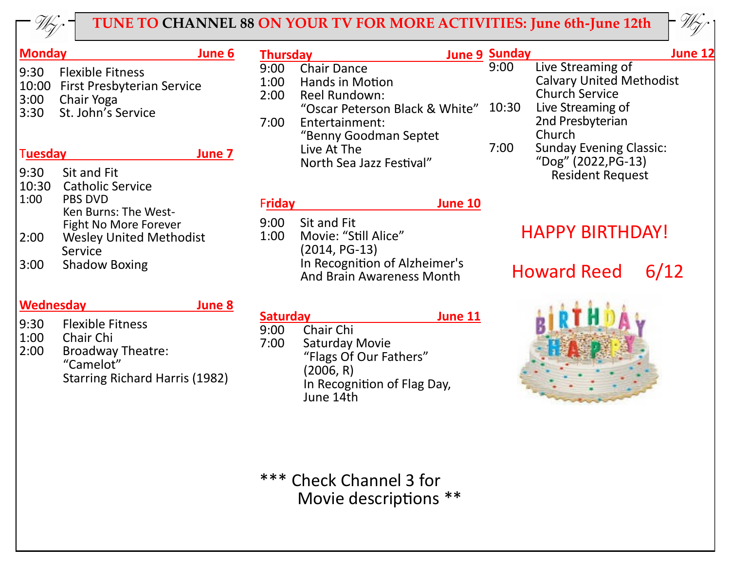# TUNE TO CHANNEL 88 ON YOUR TV FOR MORE ACTIVITIES: June 6th-June 12th

## Monday June 6

9:30 Flexible Fitness
10:00 First Presbyterian Service
3:00 Chair Yoga
3:30 St. John's Service

## Tuesday June 7

9:30 Sit and Fit
10:30 Catholic Service
1:00 PBS DVD
Ken Burns: The West-
Fight No More Forever
2:00 Wesley United Methodist Service
3:00 Shadow Boxing

## Wednesday June 8

9:30 Flexible Fitness
1:00 Chair Chi
2:00 Broadway Theatre:
"Camelot"
Starring Richard Harris (1982)

## Thursday June 9

9:00 Chair Dance
1:00 Hands in Motion
2:00 Reel Rundown:
"Oscar Peterson Black & White"
7:00 Entertainment:
"Benny Goodman Septet
Live At The
North Sea Jazz Festival"

## Friday June 10

9:00 Sit and Fit
1:00 Movie: "Still Alice"
(2014, PG-13)
In Recognition of Alzheimer's
And Brain Awareness Month

## Saturday June 11

9:00 Chair Chi
7:00 Saturday Movie
"Flags Of Our Fathers"
(2006, R)
In Recognition of Flag Day,
June 14th

*** Check Channel 3 for
Movie descriptions **

## Sunday June 12

9:00 Live Streaming of
Calvary United Methodist
Church Service
10:30 Live Streaming of
2nd Presbyterian
Church
7:00 Sunday Evening Classic:
"Dog" (2022,PG-13)
Resident Request

HAPPY BIRTHDAY!

Howard Reed 6/12